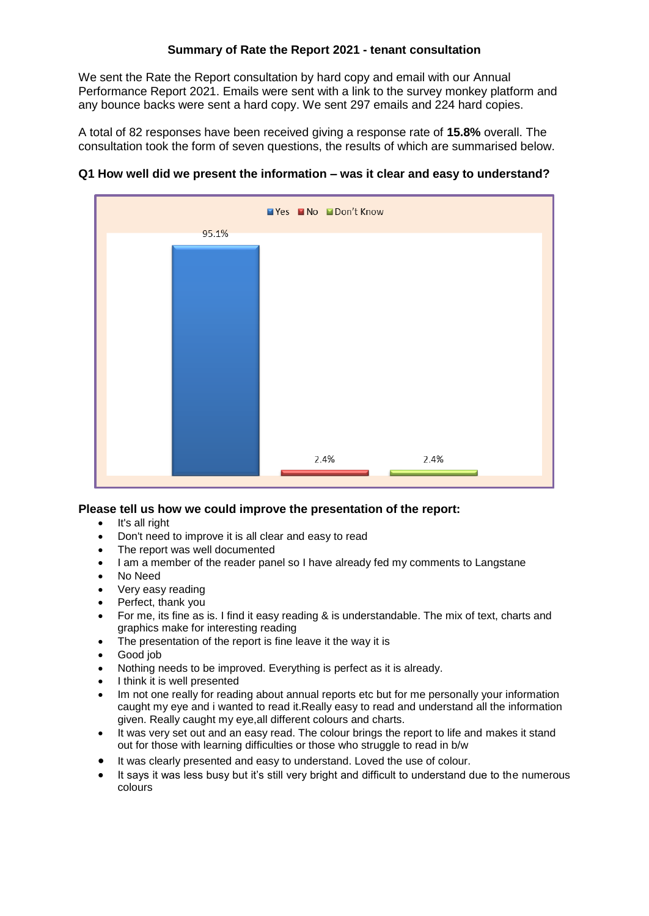**Summary of Rate the Report 2021 - tenant consultation**

We sent the Rate the Report consultation by hard copy and email with our Annual Performance Report 2021. Emails were sent with a link to the survey monkey platform and any bounce backs were sent a hard copy. We sent 297 emails and 224 hard copies.

A total of 82 responses have been received giving a response rate of **15.8%** overall. The consultation took the form of seven questions, the results of which are summarised below.

**Q1 How well did we present the information – was it clear and easy to understand?**

| Yes | No | Don't Know |
|---|---|---|
| 95.1% | 2.4% | 2.4% |

**Please tell us how we could improve the presentation of the report:**

- It's all right
- Don't need to improve it is all clear and easy to read
- The report was well documented
- I am a member of the reader panel so I have already fed my comments to Langstane
- No Need
- Very easy reading
- Perfect, thank you
- For me, its fine as is. I find it easy reading & is understandable. The mix of text, charts and graphics make for interesting reading
- The presentation of the report is fine leave it the way it is
- Good job
- Nothing needs to be improved. Everything is perfect as it is already.
- I think it is well presented
- Im not one really for reading about annual reports etc but for me personally your information caught my eye and i wanted to read it.Really easy to read and understand all the information given. Really caught my eye,all different colours and charts.
- It was very set out and an easy read. The colour brings the report to life and makes it stand out for those with learning difficulties or those who struggle to read in b/w
- It was clearly presented and easy to understand. Loved the use of colour.
- It says it was less busy but it's still very bright and difficult to understand due to the numerous colours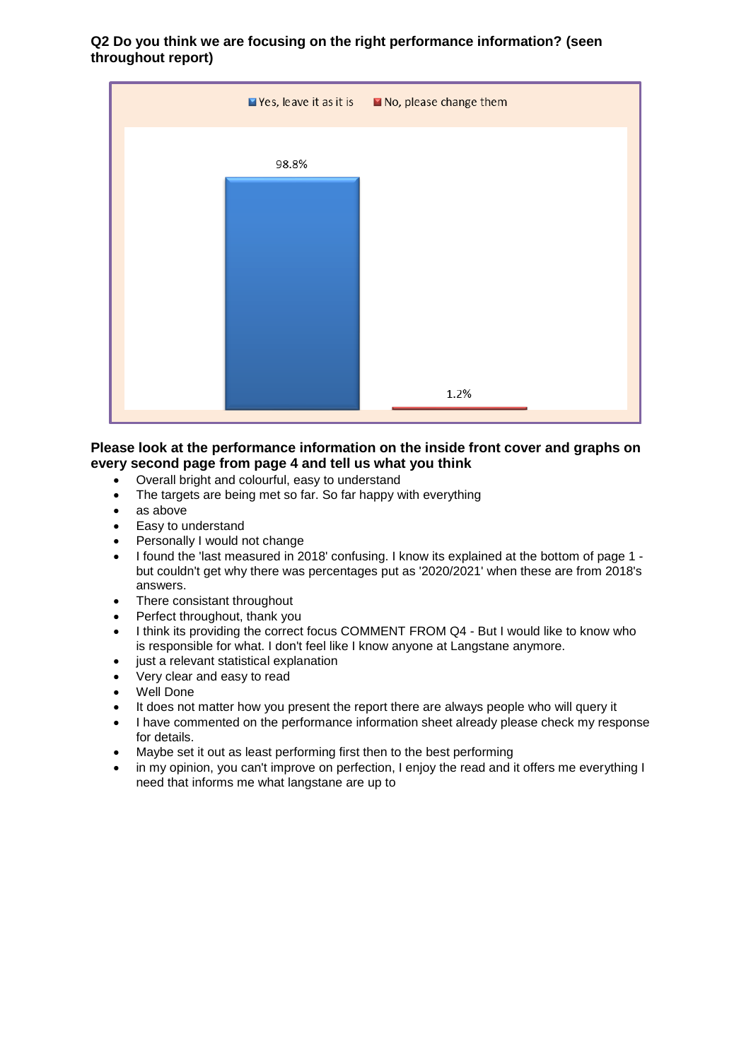**Q2 Do you think we are focusing on the right performance information? (seen throughout report)**

Yes, leave it as it is: 98.8%
No, please change them: 1.2%

**Please look at the performance information on the inside front cover and graphs on every second page from page 4 and tell us what you think**

- Overall bright and colourful, easy to understand
- The targets are being met so far. So far happy with everything
- as above
- Easy to understand
- Personally I would not change
- I found the 'last measured in 2018' confusing. I know its explained at the bottom of page 1 - but couldn't get why there was percentages put as '2020/2021' when these are from 2018's answers.
- There consistant throughout
- Perfect throughout, thank you
- I think its providing the correct focus COMMENT FROM Q4 - But I would like to know who is responsible for what. I don't feel like I know anyone at Langstane anymore.
- just a relevant statistical explanation
- Very clear and easy to read
- Well Done
- It does not matter how you present the report there are always people who will query it
- I have commented on the performance information sheet already please check my response for details.
- Maybe set it out as least performing first then to the best performing
- in my opinion, you can't improve on perfection, I enjoy the read and it offers me everything I need that informs me what langstane are up to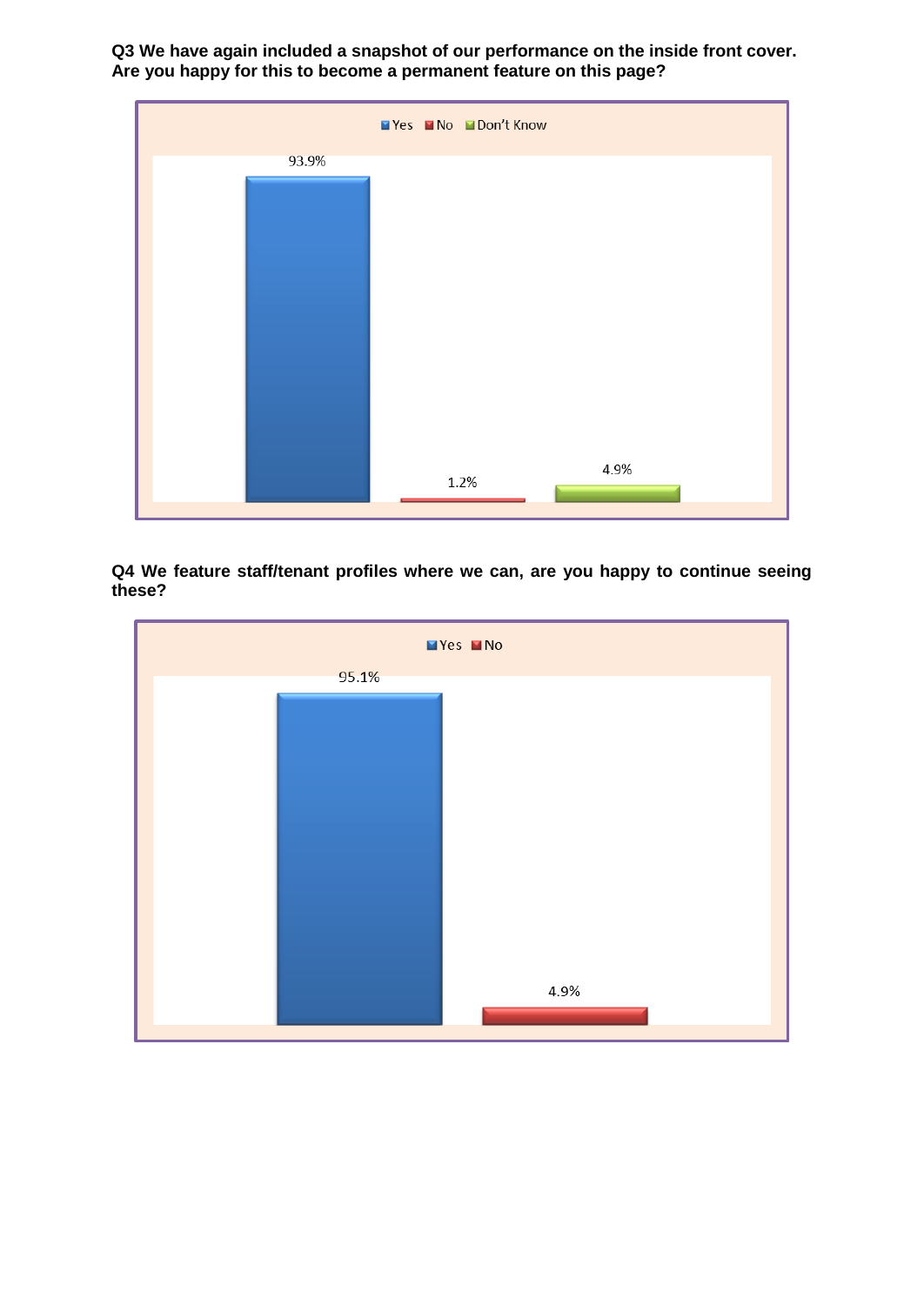**Q3 We have again included a snapshot of our performance on the inside front cover. Are you happy for this to become a permanent feature on this page?**

| Yes | No | Don't Know |
|---|---|---|
| 93.9% | 1.2% | 4.9% |

**Q4 We feature staff/tenant profiles where we can, are you happy to continue seeing these?**

| Yes | No |
|---|---|
| 95.1% | 4.9% |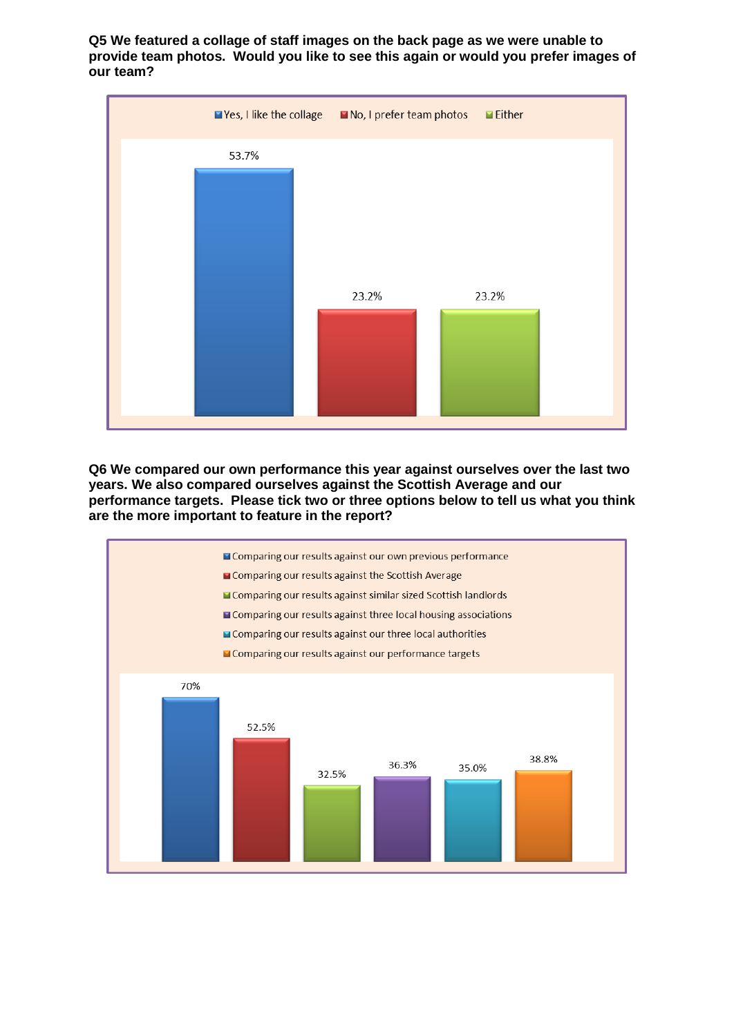**Q5 We featured a collage of staff images on the back page as we were unable to provide team photos. Would you like to see this again or would you prefer images of our team?**

| Response | Percentage |
|---|---|
| Yes, I like the collage | 53.7% |
| No, I prefer team photos | 23.2% |
| Either | 23.2% |

**Q6 We compared our own performance this year against ourselves over the last two years. We also compared ourselves against the Scottish Average and our performance targets. Please tick two or three options below to tell us what you think are the more important to feature in the report?**

| Option | Percentage |
|---|---|
| Comparing our results against our own previous performance | 70% |
| Comparing our results against the Scottish Average | 52.5% |
| Comparing our results against similar sized Scottish landlords | 32.5% |
| Comparing our results against three local housing associations | 36.3% |
| Comparing our results against our three local authorities | 35.0% |
| Comparing our results against our performance targets | 38.8% |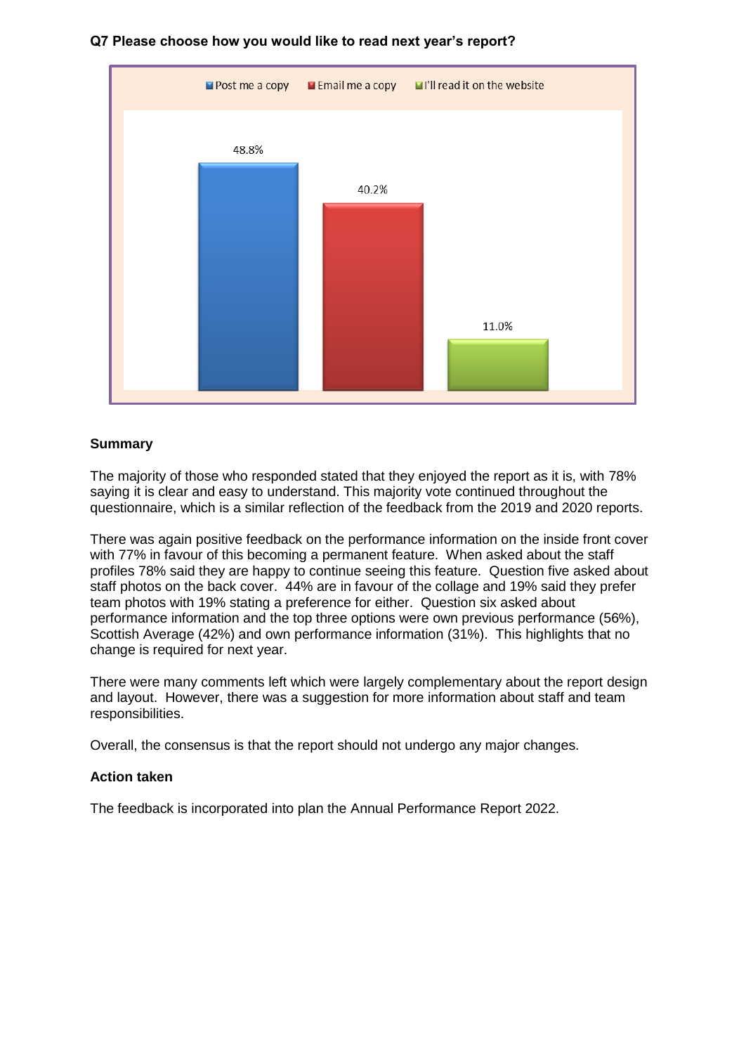**Q7 Please choose how you would like to read next year's report?**

Post me a copy
Email me a copy
I'll read it on the website

48.8%
40.2%
11.0%

**Summary**

The majority of those who responded stated that they enjoyed the report as it is, with 78% saying it is clear and easy to understand. This majority vote continued throughout the questionnaire, which is a similar reflection of the feedback from the 2019 and 2020 reports.

There was again positive feedback on the performance information on the inside front cover with 77% in favour of this becoming a permanent feature. When asked about the staff profiles 78% said they are happy to continue seeing this feature. Question five asked about staff photos on the back cover. 44% are in favour of the collage and 19% said they prefer team photos with 19% stating a preference for either. Question six asked about performance information and the top three options were own previous performance (56%), Scottish Average (42%) and own performance information (31%). This highlights that no change is required for next year.

There were many comments left which were largely complementary about the report design and layout. However, there was a suggestion for more information about staff and team responsibilities.

Overall, the consensus is that the report should not undergo any major changes.

**Action taken**

The feedback is incorporated into plan the Annual Performance Report 2022.